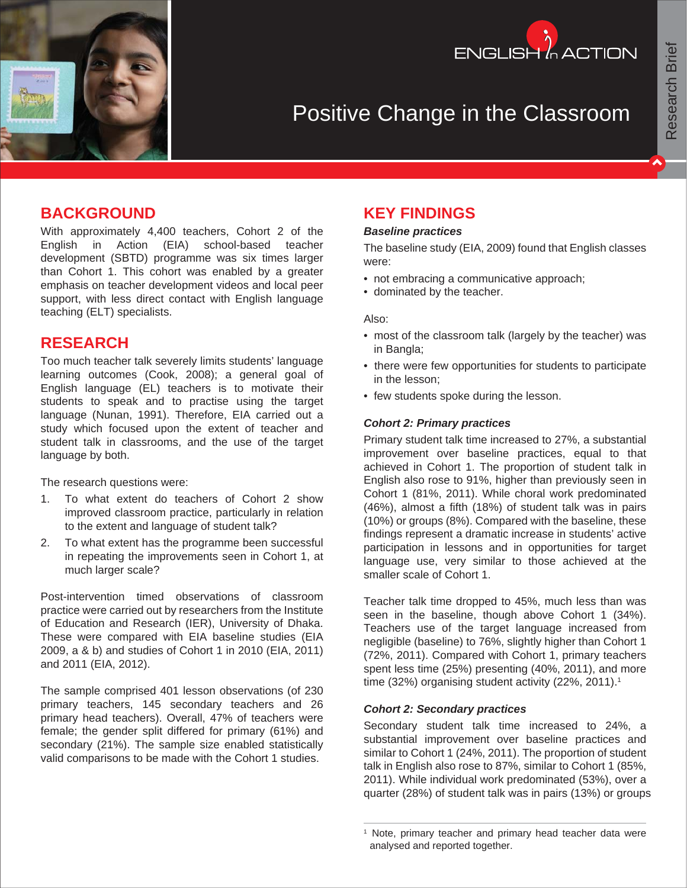ENGLISH in ACTION

# Positive Change in the Classroom

Research Brief

## BACKGROUND

With approximately 4,400 teachers, Cohort 2 of the English in Action (EIA) school-based teacher development (SBTD) programme was six times larger than Cohort 1. This cohort was enabled by a greater emphasis on teacher development videos and local peer support, with less direct contact with English language teaching (ELT) specialists.

## RESEARCH

Too much teacher talk severely limits students' language learning outcomes (Cook, 2008); a general goal of English language (EL) teachers is to motivate their students to speak and to practise using the target language (Nunan, 1991). Therefore, EIA carried out a study which focused upon the extent of teacher and student talk in classrooms, and the use of the target language by both.

The research questions were:

1. To what extent do teachers of Cohort 2 show improved classroom practice, particularly in relation to the extent and language of student talk?
2. To what extent has the programme been successful in repeating the improvements seen in Cohort 1, at much larger scale?

Post-intervention timed observations of classroom practice were carried out by researchers from the Institute of Education and Research (IER), University of Dhaka. These were compared with EIA baseline studies (EIA 2009, a & b) and studies of Cohort 1 in 2010 (EIA, 2011) and 2011 (EIA, 2012).

The sample comprised 401 lesson observations (of 230 primary teachers, 145 secondary teachers and 26 primary head teachers). Overall, 47% of teachers were female; the gender split differed for primary (61%) and secondary (21%). The sample size enabled statistically valid comparisons to be made with the Cohort 1 studies.

## KEY FINDINGS

### *Baseline practices*

The baseline study (EIA, 2009) found that English classes were:

- not embracing a communicative approach;
- dominated by the teacher.

Also:

- most of the classroom talk (largely by the teacher) was in Bangla;
- there were few opportunities for students to participate in the lesson;
- few students spoke during the lesson.

### *Cohort 2: Primary practices*

Primary student talk time increased to 27%, a substantial improvement over baseline practices, equal to that achieved in Cohort 1. The proportion of student talk in English also rose to 91%, higher than previously seen in Cohort 1 (81%, 2011). While choral work predominated (46%), almost a fifth (18%) of student talk was in pairs (10%) or groups (8%). Compared with the baseline, these findings represent a dramatic increase in students' active participation in lessons and in opportunities for target language use, very similar to those achieved at the smaller scale of Cohort 1.

Teacher talk time dropped to 45%, much less than was seen in the baseline, though above Cohort 1 (34%). Teachers use of the target language increased from negligible (baseline) to 76%, slightly higher than Cohort 1 (72%, 2011). Compared with Cohort 1, primary teachers spent less time (25%) presenting (40%, 2011), and more time (32%) organising student activity (22%, 2011).[1]

### *Cohort 2: Secondary practices*

Secondary student talk time increased to 24%, a substantial improvement over baseline practices and similar to Cohort 1 (24%, 2011). The proportion of student talk in English also rose to 87%, similar to Cohort 1 (85%, 2011). While individual work predominated (53%), over a quarter (28%) of student talk was in pairs (13%) or groups

[1] Note, primary teacher and primary head teacher data were analysed and reported together.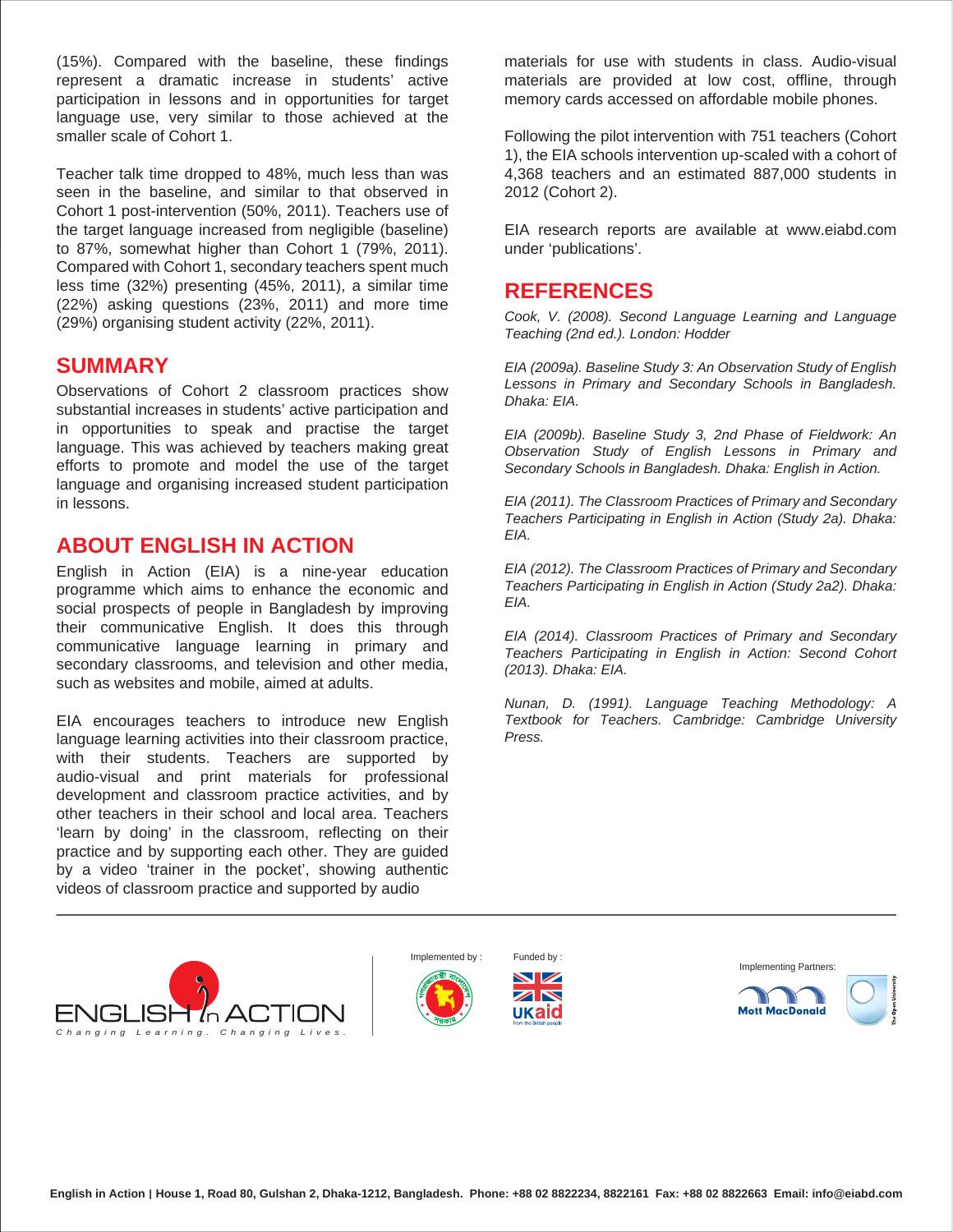(15%). Compared with the baseline, these findings represent a dramatic increase in students' active participation in lessons and in opportunities for target language use, very similar to those achieved at the smaller scale of Cohort 1.

Teacher talk time dropped to 48%, much less than was seen in the baseline, and similar to that observed in Cohort 1 post-intervention (50%, 2011). Teachers use of the target language increased from negligible (baseline) to 87%, somewhat higher than Cohort 1 (79%, 2011). Compared with Cohort 1, secondary teachers spent much less time (32%) presenting (45%, 2011), a similar time (22%) asking questions (23%, 2011) and more time (29%) organising student activity (22%, 2011).

## SUMMARY

Observations of Cohort 2 classroom practices show substantial increases in students' active participation and in opportunities to speak and practise the target language. This was achieved by teachers making great efforts to promote and model the use of the target language and organising increased student participation in lessons.

## ABOUT ENGLISH IN ACTION

English in Action (EIA) is a nine-year education programme which aims to enhance the economic and social prospects of people in Bangladesh by improving their communicative English. It does this through communicative language learning in primary and secondary classrooms, and television and other media, such as websites and mobile, aimed at adults.

EIA encourages teachers to introduce new English language learning activities into their classroom practice, with their students. Teachers are supported by audio-visual and print materials for professional development and classroom practice activities, and by other teachers in their school and local area. Teachers 'learn by doing' in the classroom, reflecting on their practice and by supporting each other. They are guided by a video 'trainer in the pocket', showing authentic videos of classroom practice and supported by audio materials for use with students in class. Audio-visual materials are provided at low cost, offline, through memory cards accessed on affordable mobile phones.

Following the pilot intervention with 751 teachers (Cohort 1), the EIA schools intervention up-scaled with a cohort of 4,368 teachers and an estimated 887,000 students in 2012 (Cohort 2).

EIA research reports are available at www.eiabd.com under 'publications'.

## REFERENCES

*Cook, V. (2008). Second Language Learning and Language Teaching (2nd ed.). London: Hodder*

*EIA (2009a). Baseline Study 3: An Observation Study of English Lessons in Primary and Secondary Schools in Bangladesh. Dhaka: EIA.*

*EIA (2009b). Baseline Study 3, 2nd Phase of Fieldwork: An Observation Study of English Lessons in Primary and Secondary Schools in Bangladesh. Dhaka: English in Action.*

*EIA (2011). The Classroom Practices of Primary and Secondary Teachers Participating in English in Action (Study 2a). Dhaka: EIA.*

*EIA (2012). The Classroom Practices of Primary and Secondary Teachers Participating in English in Action (Study 2a2). Dhaka: EIA.*

*EIA (2014). Classroom Practices of Primary and Secondary Teachers Participating in English in Action: Second Cohort (2013). Dhaka: EIA.*

*Nunan, D. (1991). Language Teaching Methodology: A Textbook for Teachers. Cambridge: Cambridge University Press.*

ENGLISH in ACTION
Changing Learning. Changing Lives.

Implemented by :

Funded by :

UKaid from the British people

Implementing Partners:

Mott MacDonald

The Open University

**English in Action | House 1, Road 80, Gulshan 2, Dhaka-1212, Bangladesh. Phone: +88 02 8822234, 8822161 Fax: +88 02 8822663 Email: info@eiabd.com**